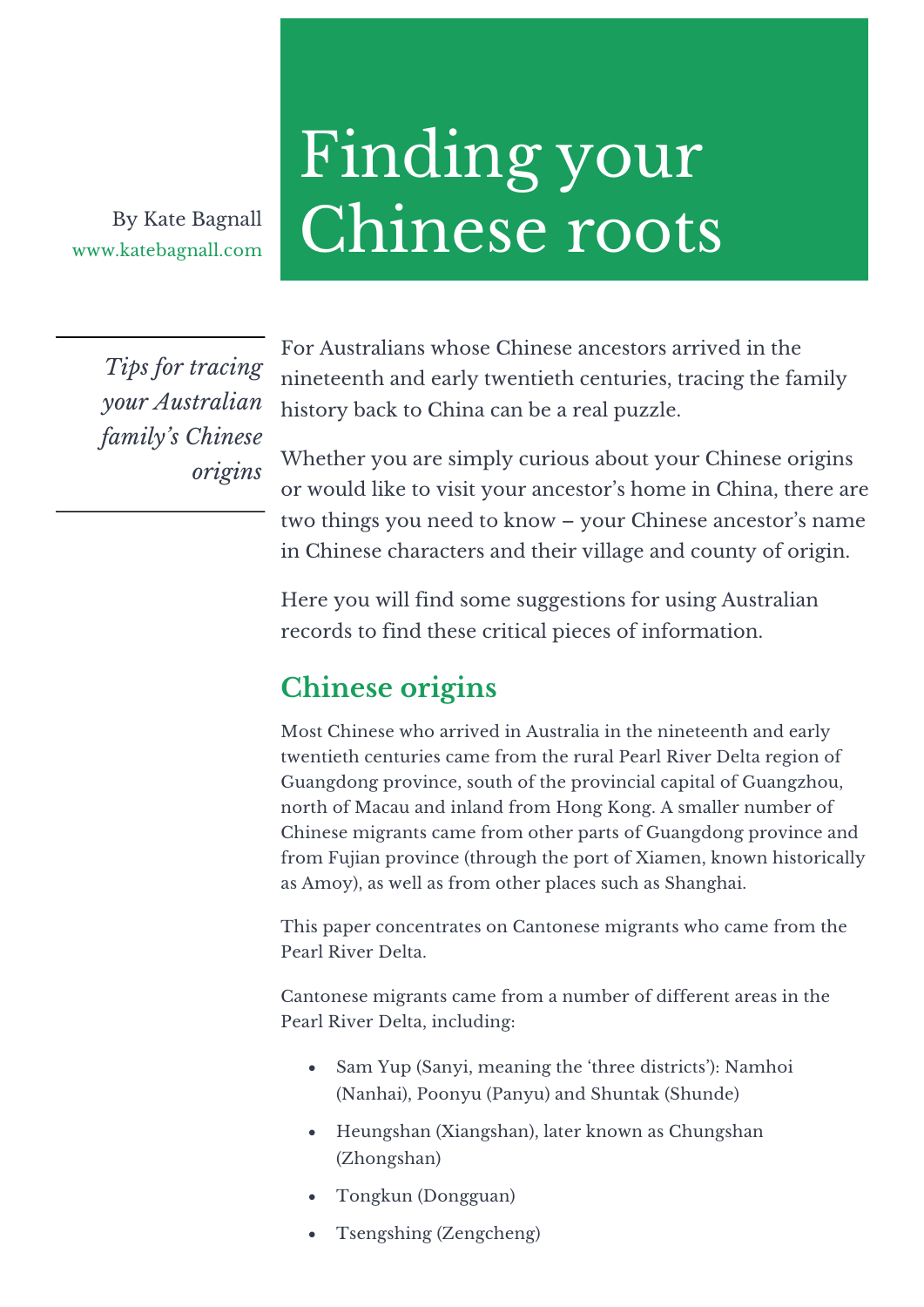# Finding your Chinese roots

By Kate Bagnall
www.katebagnall.com

*Tips for tracing your Australian family's Chinese origins*

For Australians whose Chinese ancestors arrived in the nineteenth and early twentieth centuries, tracing the family history back to China can be a real puzzle.

Whether you are simply curious about your Chinese origins or would like to visit your ancestor's home in China, there are two things you need to know – your Chinese ancestor's name in Chinese characters and their village and county of origin.

Here you will find some suggestions for using Australian records to find these critical pieces of information.

## Chinese origins

Most Chinese who arrived in Australia in the nineteenth and early twentieth centuries came from the rural Pearl River Delta region of Guangdong province, south of the provincial capital of Guangzhou, north of Macau and inland from Hong Kong. A smaller number of Chinese migrants came from other parts of Guangdong province and from Fujian province (through the port of Xiamen, known historically as Amoy), as well as from other places such as Shanghai.

This paper concentrates on Cantonese migrants who came from the Pearl River Delta.

Cantonese migrants came from a number of different areas in the Pearl River Delta, including:

- Sam Yup (Sanyi, meaning the 'three districts'): Namhoi (Nanhai), Poonyu (Panyu) and Shuntak (Shunde)
- Heungshan (Xiangshan), later known as Chungshan (Zhongshan)
- Tongkun (Dongguan)
- Tsengshing (Zengcheng)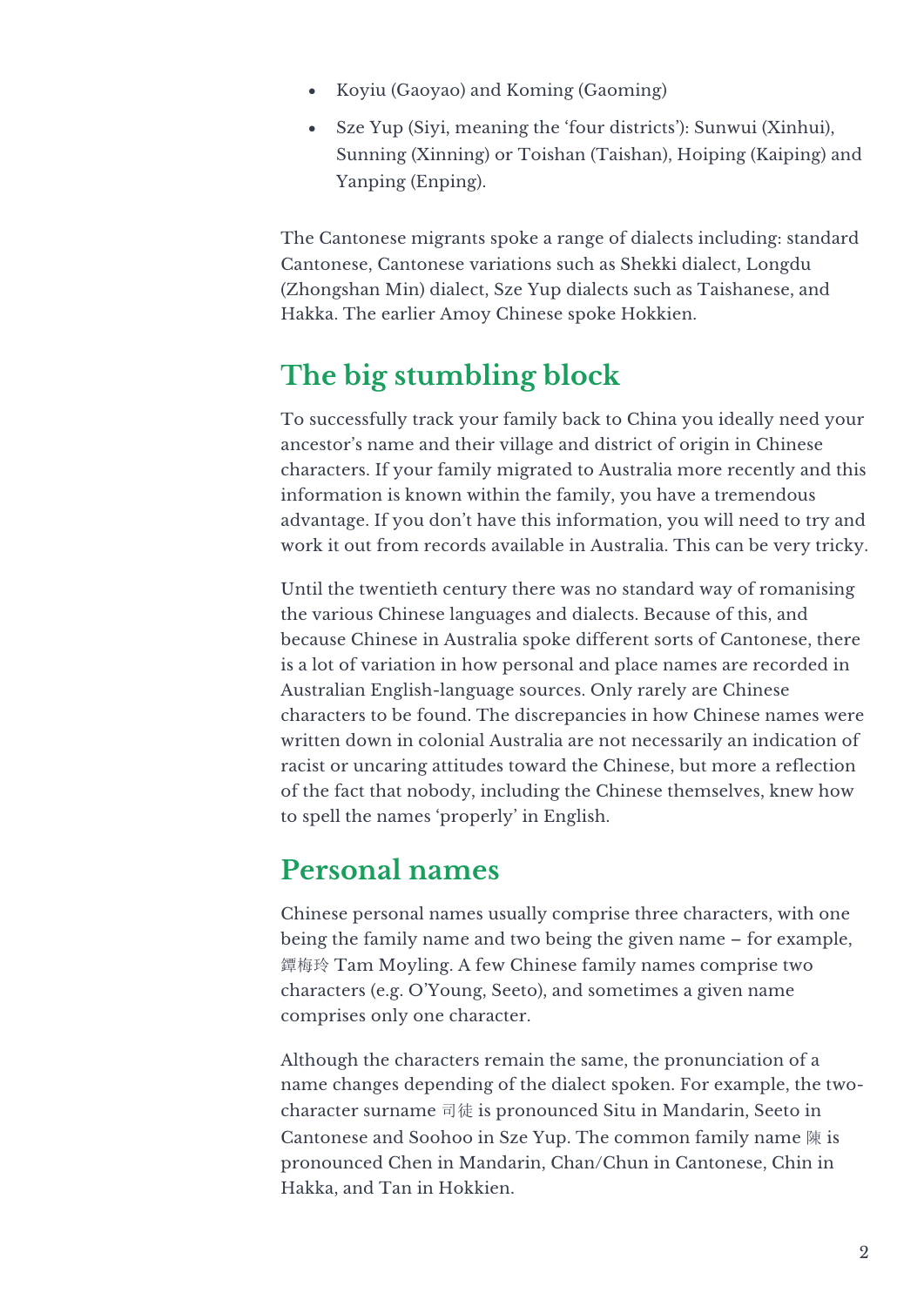- Koyiu (Gaoyao) and Koming (Gaoming)
- Sze Yup (Siyi, meaning the 'four districts'): Sunwui (Xinhui), Sunning (Xinning) or Toishan (Taishan), Hoiping (Kaiping) and Yanping (Enping).

The Cantonese migrants spoke a range of dialects including: standard Cantonese, Cantonese variations such as Shekki dialect, Longdu (Zhongshan Min) dialect, Sze Yup dialects such as Taishanese, and Hakka. The earlier Amoy Chinese spoke Hokkien.

## The big stumbling block

To successfully track your family back to China you ideally need your ancestor's name and their village and district of origin in Chinese characters. If your family migrated to Australia more recently and this information is known within the family, you have a tremendous advantage. If you don't have this information, you will need to try and work it out from records available in Australia. This can be very tricky.

Until the twentieth century there was no standard way of romanising the various Chinese languages and dialects. Because of this, and because Chinese in Australia spoke different sorts of Cantonese, there is a lot of variation in how personal and place names are recorded in Australian English-language sources. Only rarely are Chinese characters to be found. The discrepancies in how Chinese names were written down in colonial Australia are not necessarily an indication of racist or uncaring attitudes toward the Chinese, but more a reflection of the fact that nobody, including the Chinese themselves, knew how to spell the names 'properly' in English.

## Personal names

Chinese personal names usually comprise three characters, with one being the family name and two being the given name – for example, 譚梅玲 Tam Moyling. A few Chinese family names comprise two characters (e.g. O'Young, Seeto), and sometimes a given name comprises only one character.

Although the characters remain the same, the pronunciation of a name changes depending of the dialect spoken. For example, the two-character surname 司徒 is pronounced Situ in Mandarin, Seeto in Cantonese and Soohoo in Sze Yup. The common family name 陳 is pronounced Chen in Mandarin, Chan/Chun in Cantonese, Chin in Hakka, and Tan in Hokkien.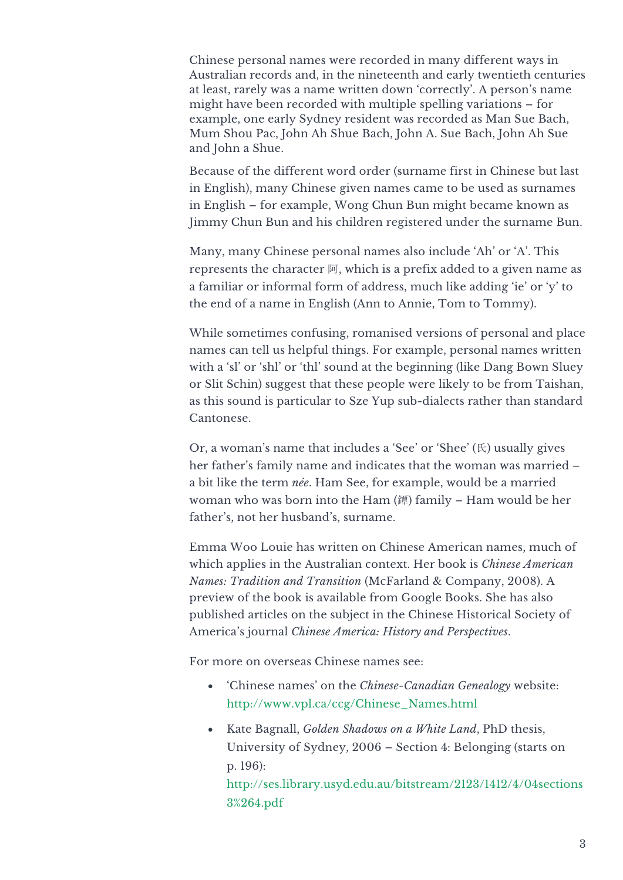Chinese personal names were recorded in many different ways in Australian records and, in the nineteenth and early twentieth centuries at least, rarely was a name written down 'correctly'. A person's name might have been recorded with multiple spelling variations – for example, one early Sydney resident was recorded as Man Sue Bach, Mum Shou Pac, John Ah Shue Bach, John A. Sue Bach, John Ah Sue and John a Shue.

Because of the different word order (surname first in Chinese but last in English), many Chinese given names came to be used as surnames in English – for example, Wong Chun Bun might became known as Jimmy Chun Bun and his children registered under the surname Bun.

Many, many Chinese personal names also include 'Ah' or 'A'. This represents the character 阿, which is a prefix added to a given name as a familiar or informal form of address, much like adding 'ie' or 'y' to the end of a name in English (Ann to Annie, Tom to Tommy).

While sometimes confusing, romanised versions of personal and place names can tell us helpful things. For example, personal names written with a 'sl' or 'shl' or 'thl' sound at the beginning (like Dang Bown Sluey or Slit Schin) suggest that these people were likely to be from Taishan, as this sound is particular to Sze Yup sub-dialects rather than standard Cantonese.

Or, a woman's name that includes a 'See' or 'Shee' (氏) usually gives her father's family name and indicates that the woman was married – a bit like the term *née*. Ham See, for example, would be a married woman who was born into the Ham (譚) family – Ham would be her father's, not her husband's, surname.

Emma Woo Louie has written on Chinese American names, much of which applies in the Australian context. Her book is *Chinese American Names: Tradition and Transition* (McFarland & Company, 2008). A preview of the book is available from Google Books. She has also published articles on the subject in the Chinese Historical Society of America's journal *Chinese America: History and Perspectives*.

For more on overseas Chinese names see:

- 'Chinese names' on the *Chinese-Canadian Genealogy* website: http://www.vpl.ca/ccg/Chinese_Names.html
- Kate Bagnall, *Golden Shadows on a White Land*, PhD thesis, University of Sydney, 2006 – Section 4: Belonging (starts on p. 196): http://ses.library.usyd.edu.au/bitstream/2123/1412/4/04sections3%264.pdf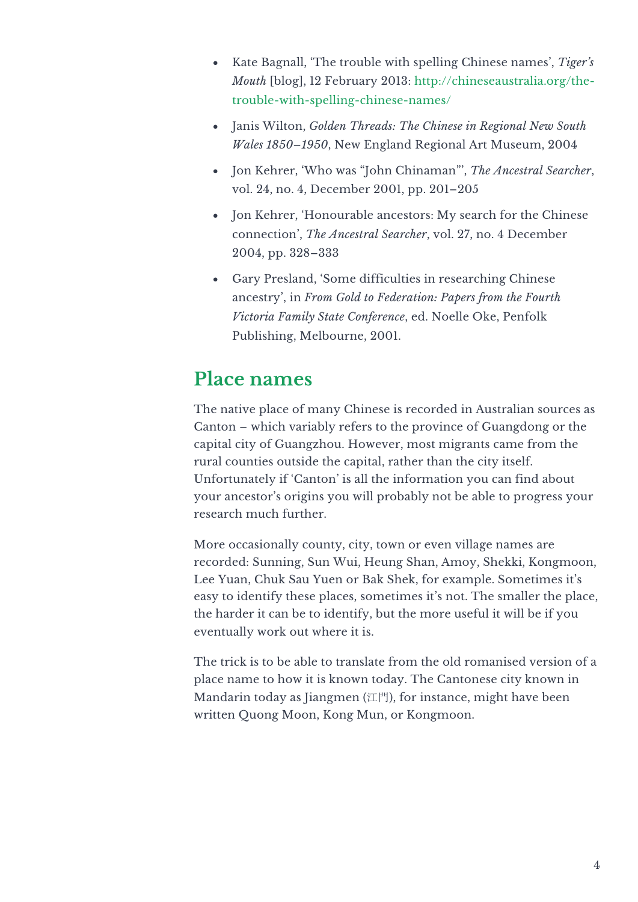- Kate Bagnall, 'The trouble with spelling Chinese names', *Tiger's Mouth* [blog], 12 February 2013: http://chineseaustralia.org/the-trouble-with-spelling-chinese-names/
- Janis Wilton, *Golden Threads: The Chinese in Regional New South Wales 1850–1950*, New England Regional Art Museum, 2004
- Jon Kehrer, 'Who was "John Chinaman"', *The Ancestral Searcher*, vol. 24, no. 4, December 2001, pp. 201–205
- Jon Kehrer, 'Honourable ancestors: My search for the Chinese connection', *The Ancestral Searcher*, vol. 27, no. 4 December 2004, pp. 328–333
- Gary Presland, 'Some difficulties in researching Chinese ancestry', in *From Gold to Federation: Papers from the Fourth Victoria Family State Conference*, ed. Noelle Oke, Penfolk Publishing, Melbourne, 2001.

## Place names

The native place of many Chinese is recorded in Australian sources as Canton – which variably refers to the province of Guangdong or the capital city of Guangzhou. However, most migrants came from the rural counties outside the capital, rather than the city itself. Unfortunately if 'Canton' is all the information you can find about your ancestor's origins you will probably not be able to progress your research much further.

More occasionally county, city, town or even village names are recorded: Sunning, Sun Wui, Heung Shan, Amoy, Shekki, Kongmoon, Lee Yuan, Chuk Sau Yuen or Bak Shek, for example. Sometimes it's easy to identify these places, sometimes it's not. The smaller the place, the harder it can be to identify, but the more useful it will be if you eventually work out where it is.

The trick is to be able to translate from the old romanised version of a place name to how it is known today. The Cantonese city known in Mandarin today as Jiangmen (江門), for instance, might have been written Quong Moon, Kong Mun, or Kongmoon.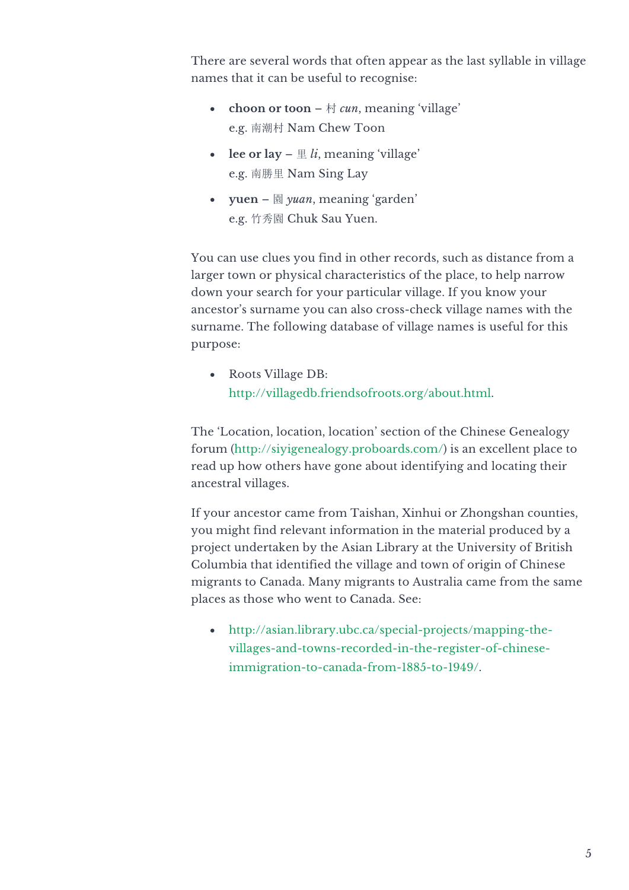There are several words that often appear as the last syllable in village names that it can be useful to recognise:

- **choon or toon** – 村 *cun*, meaning 'village'
  e.g. 南潮村 Nam Chew Toon
- **lee or lay** – 里 *li*, meaning 'village'
  e.g. 南勝里 Nam Sing Lay
- **yuen** – 園 *yuan*, meaning 'garden'
  e.g. 竹秀園 Chuk Sau Yuen.

You can use clues you find in other records, such as distance from a larger town or physical characteristics of the place, to help narrow down your search for your particular village. If you know your ancestor's surname you can also cross-check village names with the surname. The following database of village names is useful for this purpose:

- Roots Village DB:
  http://villagedb.friendsofroots.org/about.html.

The 'Location, location, location' section of the Chinese Genealogy forum (http://siyigenealogy.proboards.com/) is an excellent place to read up how others have gone about identifying and locating their ancestral villages.

If your ancestor came from Taishan, Xinhui or Zhongshan counties, you might find relevant information in the material produced by a project undertaken by the Asian Library at the University of British Columbia that identified the village and town of origin of Chinese migrants to Canada. Many migrants to Australia came from the same places as those who went to Canada. See:

- http://asian.library.ubc.ca/special-projects/mapping-the-villages-and-towns-recorded-in-the-register-of-chinese-immigration-to-canada-from-1885-to-1949/.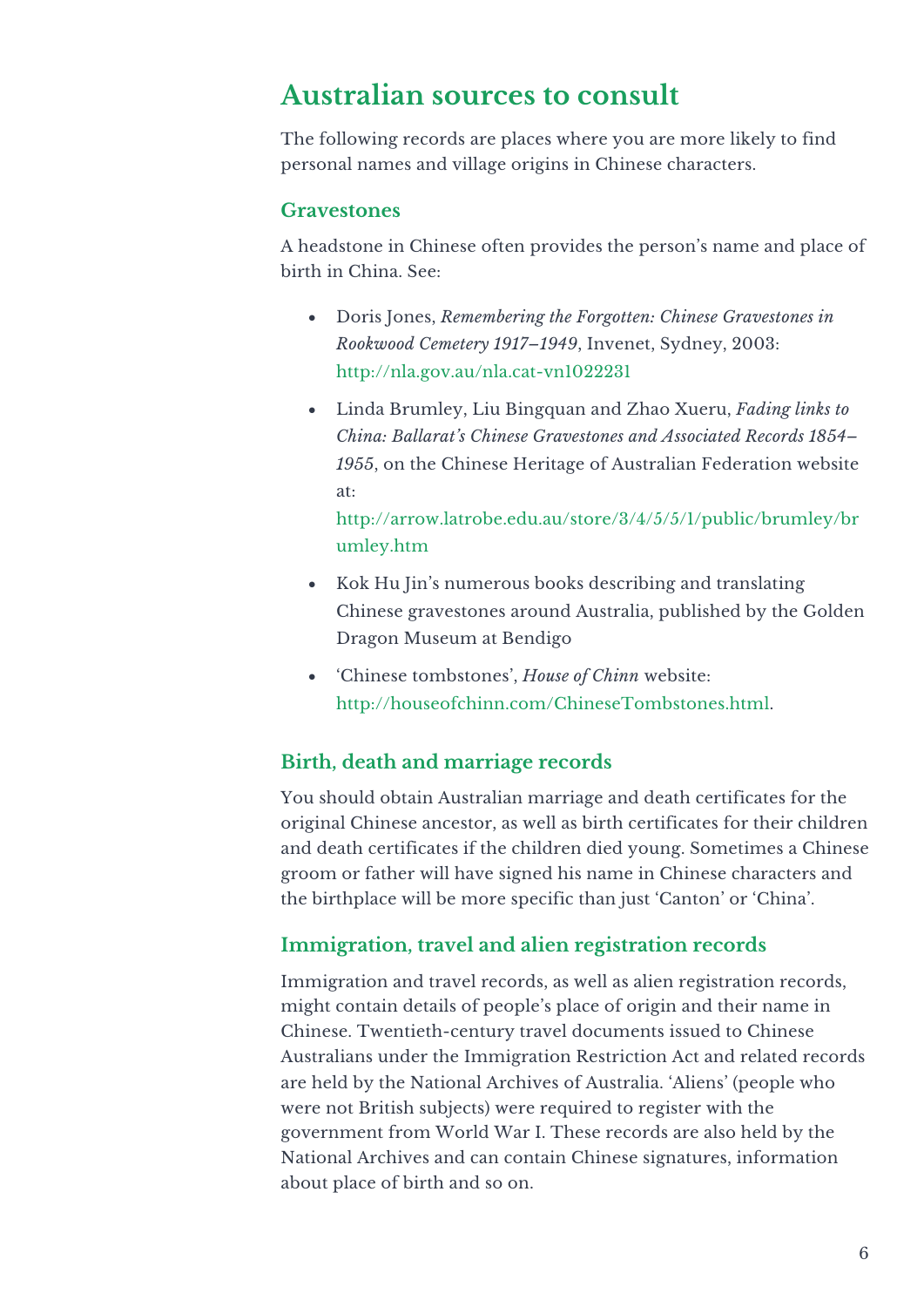## Australian sources to consult

The following records are places where you are more likely to find personal names and village origins in Chinese characters.

### Gravestones

A headstone in Chinese often provides the person's name and place of birth in China. See:

- Doris Jones, *Remembering the Forgotten: Chinese Gravestones in Rookwood Cemetery 1917–1949*, Invenet, Sydney, 2003: http://nla.gov.au/nla.cat-vn1022231
- Linda Brumley, Liu Bingquan and Zhao Xueru, *Fading links to China: Ballarat's Chinese Gravestones and Associated Records 1854–1955*, on the Chinese Heritage of Australian Federation website at: http://arrow.latrobe.edu.au/store/3/4/5/5/1/public/brumley/brumley.htm
- Kok Hu Jin's numerous books describing and translating Chinese gravestones around Australia, published by the Golden Dragon Museum at Bendigo
- 'Chinese tombstones', *House of Chinn* website: http://houseofchinn.com/ChineseTombstones.html.

### Birth, death and marriage records

You should obtain Australian marriage and death certificates for the original Chinese ancestor, as well as birth certificates for their children and death certificates if the children died young. Sometimes a Chinese groom or father will have signed his name in Chinese characters and the birthplace will be more specific than just 'Canton' or 'China'.

### Immigration, travel and alien registration records

Immigration and travel records, as well as alien registration records, might contain details of people's place of origin and their name in Chinese. Twentieth-century travel documents issued to Chinese Australians under the Immigration Restriction Act and related records are held by the National Archives of Australia. 'Aliens' (people who were not British subjects) were required to register with the government from World War I. These records are also held by the National Archives and can contain Chinese signatures, information about place of birth and so on.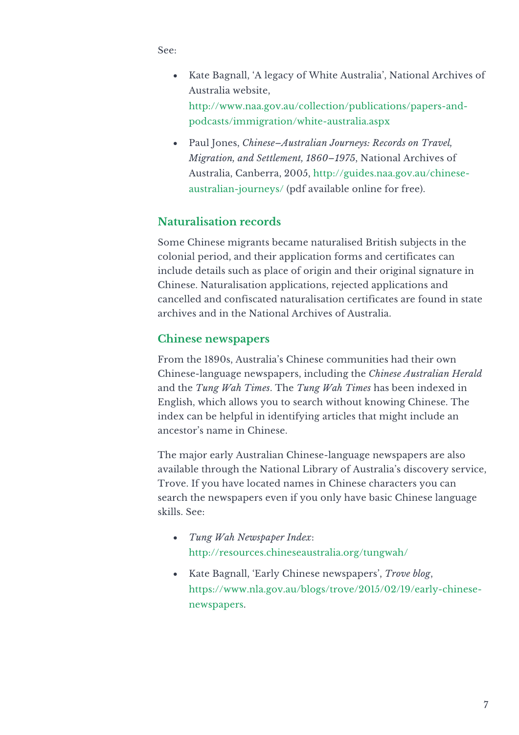See:

- Kate Bagnall, 'A legacy of White Australia', National Archives of Australia website, http://www.naa.gov.au/collection/publications/papers-and-podcasts/immigration/white-australia.aspx
- Paul Jones, *Chinese–Australian Journeys: Records on Travel, Migration, and Settlement, 1860–1975*, National Archives of Australia, Canberra, 2005, http://guides.naa.gov.au/chinese-australian-journeys/ (pdf available online for free).

## Naturalisation records

Some Chinese migrants became naturalised British subjects in the colonial period, and their application forms and certificates can include details such as place of origin and their original signature in Chinese. Naturalisation applications, rejected applications and cancelled and confiscated naturalisation certificates are found in state archives and in the National Archives of Australia.

## Chinese newspapers

From the 1890s, Australia's Chinese communities had their own Chinese-language newspapers, including the *Chinese Australian Herald* and the *Tung Wah Times*. The *Tung Wah Times* has been indexed in English, which allows you to search without knowing Chinese. The index can be helpful in identifying articles that might include an ancestor's name in Chinese.

The major early Australian Chinese-language newspapers are also available through the National Library of Australia's discovery service, Trove. If you have located names in Chinese characters you can search the newspapers even if you only have basic Chinese language skills. See:

- *Tung Wah Newspaper Index*: http://resources.chineseaustralia.org/tungwah/
- Kate Bagnall, 'Early Chinese newspapers', *Trove blog*, https://www.nla.gov.au/blogs/trove/2015/02/19/early-chinese-newspapers.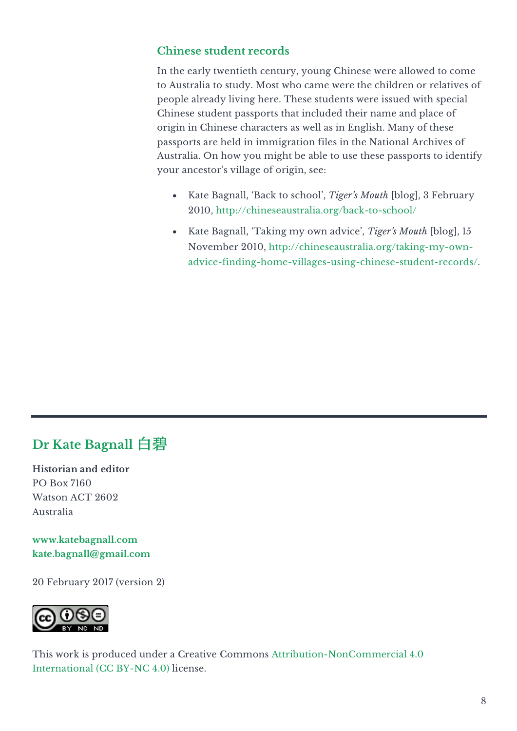### Chinese student records

In the early twentieth century, young Chinese were allowed to come to Australia to study. Most who came were the children or relatives of people already living here. These students were issued with special Chinese student passports that included their name and place of origin in Chinese characters as well as in English. Many of these passports are held in immigration files in the National Archives of Australia. On how you might be able to use these passports to identify your ancestor's village of origin, see:

- Kate Bagnall, 'Back to school', *Tiger's Mouth* [blog], 3 February 2010, http://chineseaustralia.org/back-to-school/
- Kate Bagnall, 'Taking my own advice', *Tiger's Mouth* [blog], 15 November 2010, http://chineseaustralia.org/taking-my-own-advice-finding-home-villages-using-chinese-student-records/.

---

## Dr Kate Bagnall 白碧

**Historian and editor**
PO Box 7160
Watson ACT 2602
Australia

**www.katebagnall.com**
**kate.bagnall@gmail.com**

20 February 2017 (version 2)

This work is produced under a Creative Commons Attribution-NonCommercial 4.0 International (CC BY-NC 4.0) license.